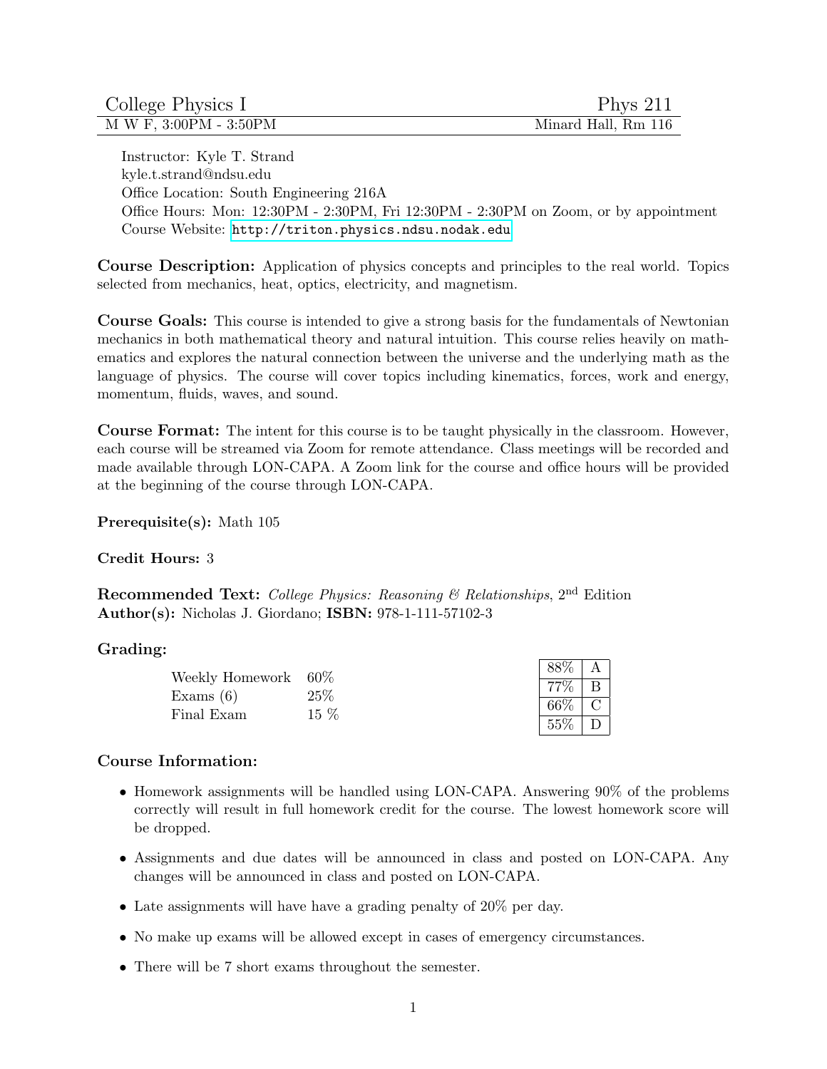# College Physics I — Phys 211

M W F, 3:00PM - 3:50PM — Minard Hall, Rm 116

Instructor: Kyle T. Strand
kyle.t.strand@ndsu.edu
Office Location: South Engineering 216A
Office Hours: Mon: 12:30PM - 2:30PM, Fri 12:30PM - 2:30PM on Zoom, or by appointment
Course Website: http://triton.physics.ndsu.nodak.edu

**Course Description:** Application of physics concepts and principles to the real world. Topics selected from mechanics, heat, optics, electricity, and magnetism.

**Course Goals:** This course is intended to give a strong basis for the fundamentals of Newtonian mechanics in both mathematical theory and natural intuition. This course relies heavily on mathematics and explores the natural connection between the universe and the underlying math as the language of physics. The course will cover topics including kinematics, forces, work and energy, momentum, fluids, waves, and sound.

**Course Format:** The intent for this course is to be taught physically in the classroom. However, each course will be streamed via Zoom for remote attendance. Class meetings will be recorded and made available through LON-CAPA. A Zoom link for the course and office hours will be provided at the beginning of the course through LON-CAPA.

**Prerequisite(s):** Math 105

**Credit Hours:** 3

**Recommended Text:** *College Physics: Reasoning & Relationships*, 2nd Edition
**Author(s):** Nicholas J. Giordano; **ISBN:** 978-1-111-57102-3

**Grading:**

| Component | Weight |
|---|---|
| Weekly Homework | 60% |
| Exams (6) | 25% |
| Final Exam | 15 % |

| Cutoff | Grade |
|---|---|
| 88% | A |
| 77% | B |
| 66% | C |
| 55% | D |

**Course Information:**

- Homework assignments will be handled using LON-CAPA. Answering 90% of the problems correctly will result in full homework credit for the course. The lowest homework score will be dropped.
- Assignments and due dates will be announced in class and posted on LON-CAPA. Any changes will be announced in class and posted on LON-CAPA.
- Late assignments will have have a grading penalty of 20% per day.
- No make up exams will be allowed except in cases of emergency circumstances.
- There will be 7 short exams throughout the semester.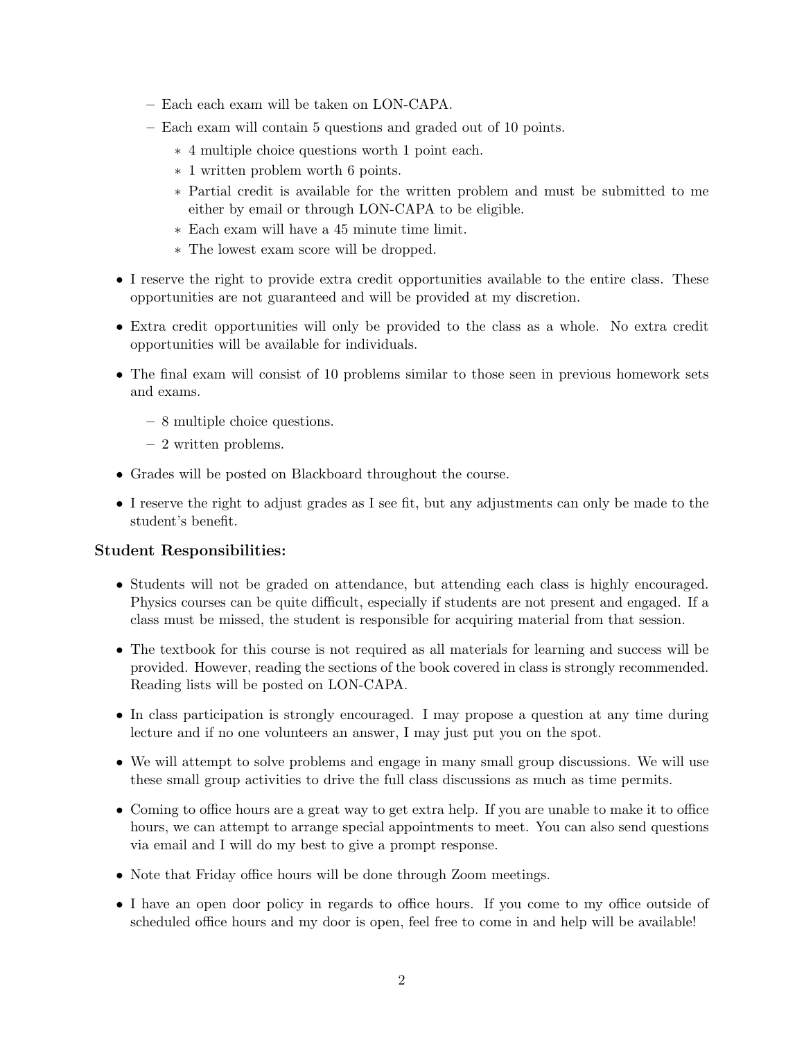- Each each exam will be taken on LON-CAPA.
  - Each exam will contain 5 questions and graded out of 10 points.
    - 4 multiple choice questions worth 1 point each.
    - 1 written problem worth 6 points.
    - Partial credit is available for the written problem and must be submitted to me either by email or through LON-CAPA to be eligible.
    - Each exam will have a 45 minute time limit.
    - The lowest exam score will be dropped.

- I reserve the right to provide extra credit opportunities available to the entire class. These opportunities are not guaranteed and will be provided at my discretion.
- Extra credit opportunities will only be provided to the class as a whole. No extra credit opportunities will be available for individuals.
- The final exam will consist of 10 problems similar to those seen in previous homework sets and exams.
  - 8 multiple choice questions.
  - 2 written problems.
- Grades will be posted on Blackboard throughout the course.
- I reserve the right to adjust grades as I see fit, but any adjustments can only be made to the student's benefit.

### Student Responsibilities:

- Students will not be graded on attendance, but attending each class is highly encouraged. Physics courses can be quite difficult, especially if students are not present and engaged. If a class must be missed, the student is responsible for acquiring material from that session.
- The textbook for this course is not required as all materials for learning and success will be provided. However, reading the sections of the book covered in class is strongly recommended. Reading lists will be posted on LON-CAPA.
- In class participation is strongly encouraged. I may propose a question at any time during lecture and if no one volunteers an answer, I may just put you on the spot.
- We will attempt to solve problems and engage in many small group discussions. We will use these small group activities to drive the full class discussions as much as time permits.
- Coming to office hours are a great way to get extra help. If you are unable to make it to office hours, we can attempt to arrange special appointments to meet. You can also send questions via email and I will do my best to give a prompt response.
- Note that Friday office hours will be done through Zoom meetings.
- I have an open door policy in regards to office hours. If you come to my office outside of scheduled office hours and my door is open, feel free to come in and help will be available!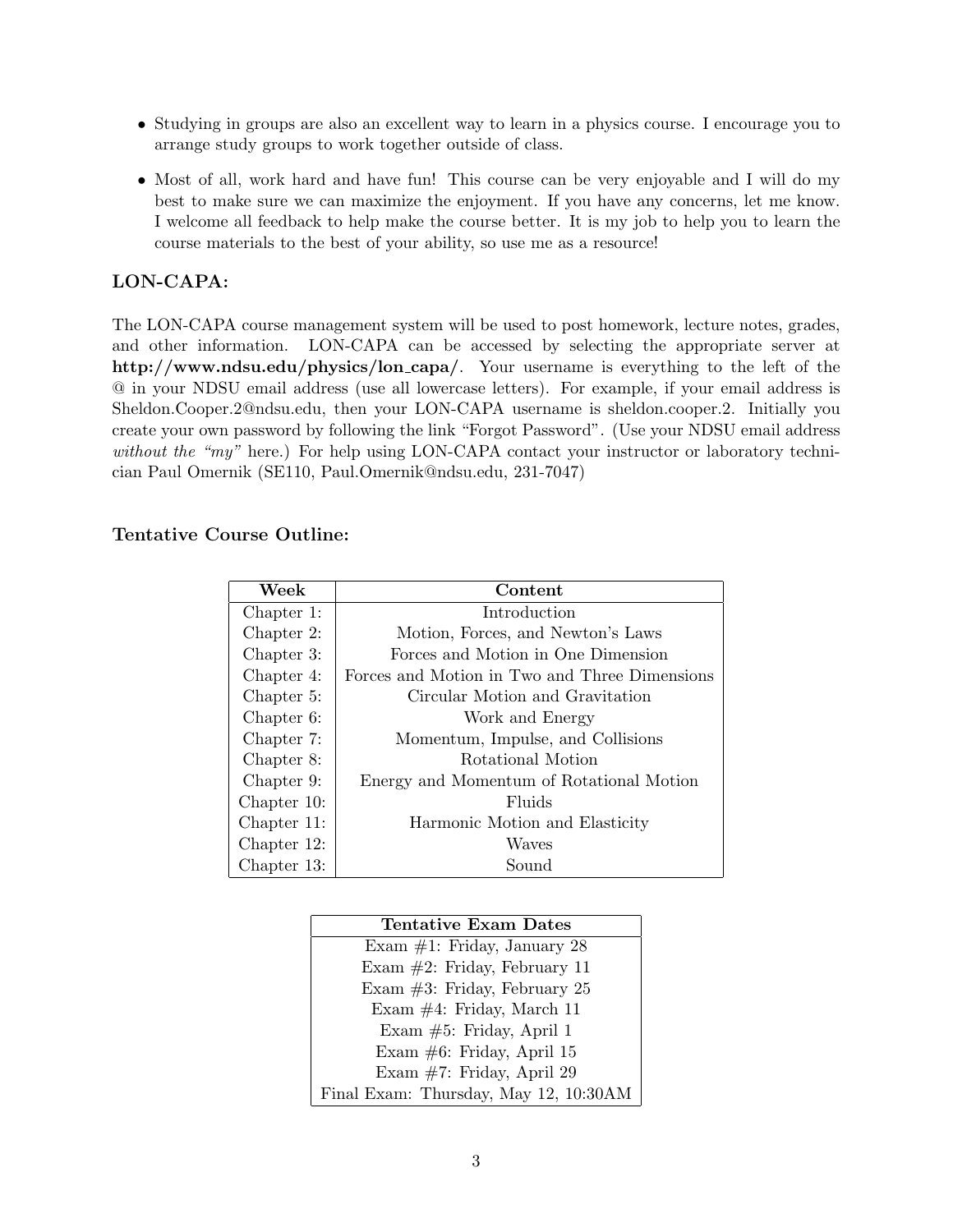- Studying in groups are also an excellent way to learn in a physics course. I encourage you to arrange study groups to work together outside of class.
- Most of all, work hard and have fun! This course can be very enjoyable and I will do my best to make sure we can maximize the enjoyment. If you have any concerns, let me know. I welcome all feedback to help make the course better. It is my job to help you to learn the course materials to the best of your ability, so use me as a resource!

### LON-CAPA:

The LON-CAPA course management system will be used to post homework, lecture notes, grades, and other information. LON-CAPA can be accessed by selecting the appropriate server at **http://www.ndsu.edu/physics/lon_capa/**. Your username is everything to the left of the @ in your NDSU email address (use all lowercase letters). For example, if your email address is Sheldon.Cooper.2@ndsu.edu, then your LON-CAPA username is sheldon.cooper.2. Initially you create your own password by following the link "Forgot Password". (Use your NDSU email address *without the "my"* here.) For help using LON-CAPA contact your instructor or laboratory technician Paul Omernik (SE110, Paul.Omernik@ndsu.edu, 231-7047)

### Tentative Course Outline:

| Week | Content |
|---|---|
| Chapter 1: | Introduction |
| Chapter 2: | Motion, Forces, and Newton's Laws |
| Chapter 3: | Forces and Motion in One Dimension |
| Chapter 4: | Forces and Motion in Two and Three Dimensions |
| Chapter 5: | Circular Motion and Gravitation |
| Chapter 6: | Work and Energy |
| Chapter 7: | Momentum, Impulse, and Collisions |
| Chapter 8: | Rotational Motion |
| Chapter 9: | Energy and Momentum of Rotational Motion |
| Chapter 10: | Fluids |
| Chapter 11: | Harmonic Motion and Elasticity |
| Chapter 12: | Waves |
| Chapter 13: | Sound |

| Tentative Exam Dates |
|---|
| Exam #1: Friday, January 28 |
| Exam #2: Friday, February 11 |
| Exam #3: Friday, February 25 |
| Exam #4: Friday, March 11 |
| Exam #5: Friday, April 1 |
| Exam #6: Friday, April 15 |
| Exam #7: Friday, April 29 |
| Final Exam: Thursday, May 12, 10:30AM |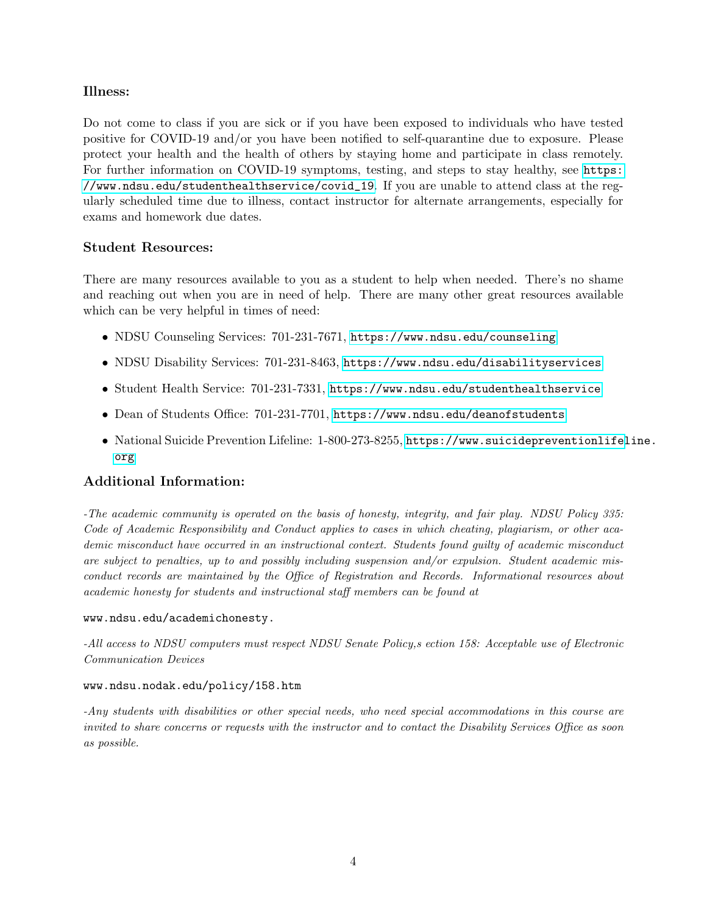### Illness:

Do not come to class if you are sick or if you have been exposed to individuals who have tested positive for COVID-19 and/or you have been notified to self-quarantine due to exposure. Please protect your health and the health of others by staying home and participate in class remotely. For further information on COVID-19 symptoms, testing, and steps to stay healthy, see https://www.ndsu.edu/studenthealthservice/covid_19. If you are unable to attend class at the regularly scheduled time due to illness, contact instructor for alternate arrangements, especially for exams and homework due dates.

### Student Resources:

There are many resources available to you as a student to help when needed. There's no shame and reaching out when you are in need of help. There are many other great resources available which can be very helpful in times of need:

- NDSU Counseling Services: 701-231-7671, https://www.ndsu.edu/counseling
- NDSU Disability Services: 701-231-8463, https://www.ndsu.edu/disabilityservices
- Student Health Service: 701-231-7331, https://www.ndsu.edu/studenthealthservice
- Dean of Students Office: 701-231-7701, https://www.ndsu.edu/deanofstudents
- National Suicide Prevention Lifeline: 1-800-273-8255, https://www.suicidepreventionlifeline.org

### Additional Information:

*-The academic community is operated on the basis of honesty, integrity, and fair play. NDSU Policy 335: Code of Academic Responsibility and Conduct applies to cases in which cheating, plagiarism, or other academic misconduct have occurred in an instructional context. Students found guilty of academic misconduct are subject to penalties, up to and possibly including suspension and/or expulsion. Student academic misconduct records are maintained by the Office of Registration and Records. Informational resources about academic honesty for students and instructional staff members can be found at*

www.ndsu.edu/academichonesty.

*-All access to NDSU computers must respect NDSU Senate Policy,s ection 158: Acceptable use of Electronic Communication Devices*

www.ndsu.nodak.edu/policy/158.htm

*-Any students with disabilities or other special needs, who need special accommodations in this course are invited to share concerns or requests with the instructor and to contact the Disability Services Office as soon as possible.*